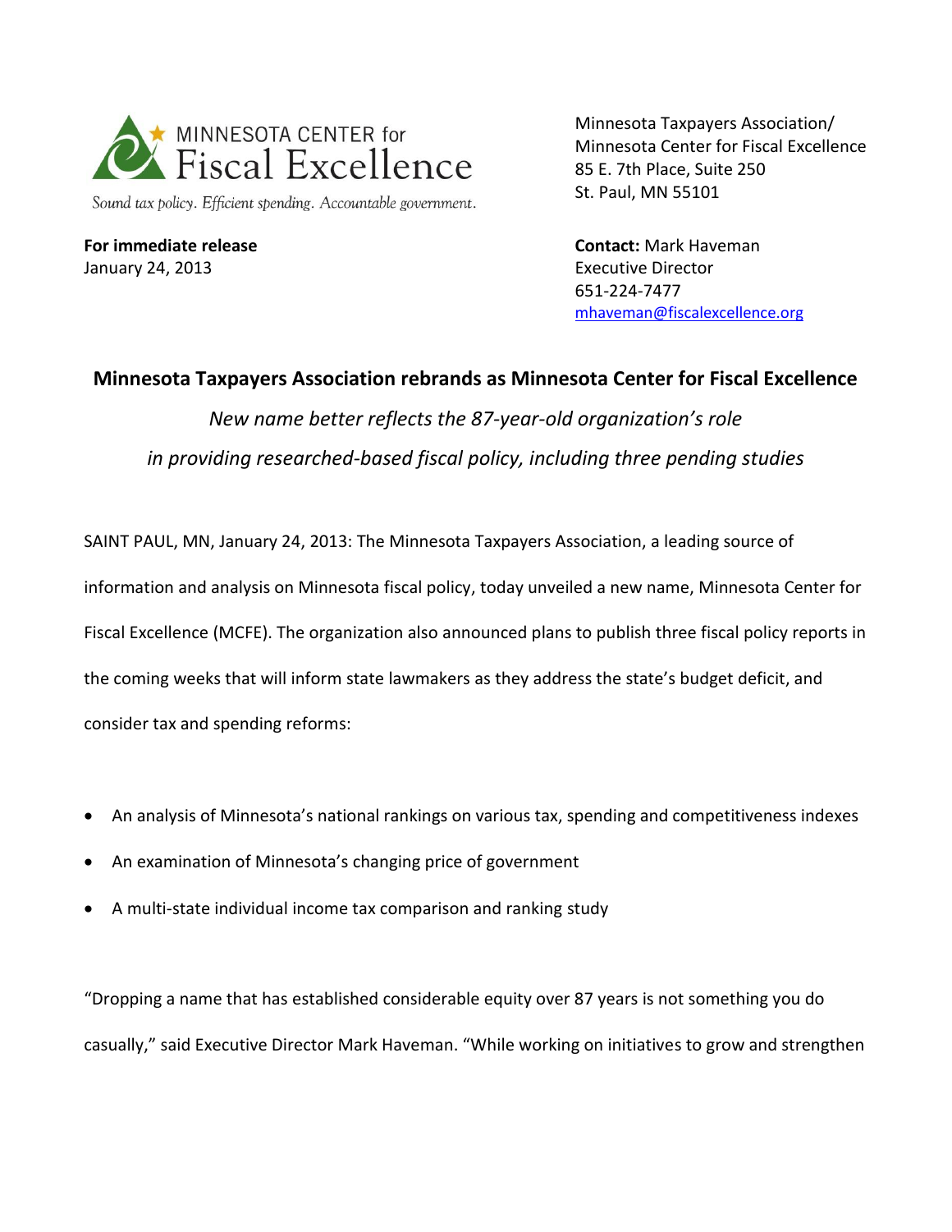MINNESOTA CENTER for Fiscal Excellence

*Sound tax policy. Efficient spending. Accountable government.*

Minnesota Taxpayers Association/
Minnesota Center for Fiscal Excellence
85 E. 7th Place, Suite 250
St. Paul, MN 55101

**For immediate release**
January 24, 2013

**Contact:** Mark Haveman
Executive Director
651-224-7477
mhaveman@fiscalexcellence.org

## Minnesota Taxpayers Association rebrands as Minnesota Center for Fiscal Excellence

*New name better reflects the 87-year-old organization's role in providing researched-based fiscal policy, including three pending studies*

SAINT PAUL, MN, January 24, 2013: The Minnesota Taxpayers Association, a leading source of information and analysis on Minnesota fiscal policy, today unveiled a new name, Minnesota Center for Fiscal Excellence (MCFE). The organization also announced plans to publish three fiscal policy reports in the coming weeks that will inform state lawmakers as they address the state's budget deficit, and consider tax and spending reforms:

- An analysis of Minnesota's national rankings on various tax, spending and competitiveness indexes
- An examination of Minnesota's changing price of government
- A multi-state individual income tax comparison and ranking study

"Dropping a name that has established considerable equity over 87 years is not something you do casually," said Executive Director Mark Haveman. "While working on initiatives to grow and strengthen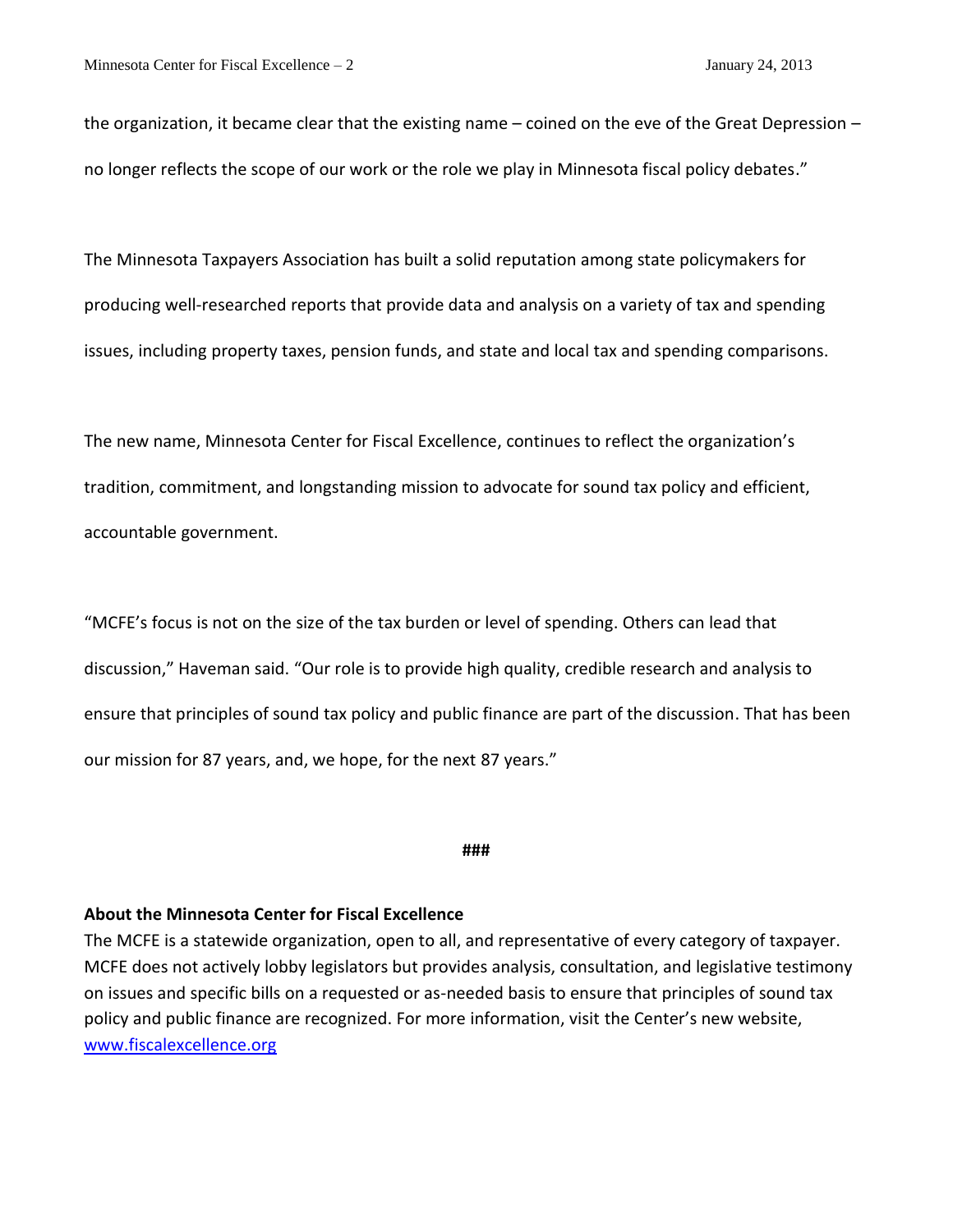the organization, it became clear that the existing name – coined on the eve of the Great Depression – no longer reflects the scope of our work or the role we play in Minnesota fiscal policy debates."

The Minnesota Taxpayers Association has built a solid reputation among state policymakers for producing well-researched reports that provide data and analysis on a variety of tax and spending issues, including property taxes, pension funds, and state and local tax and spending comparisons.

The new name, Minnesota Center for Fiscal Excellence, continues to reflect the organization's tradition, commitment, and longstanding mission to advocate for sound tax policy and efficient, accountable government.

"MCFE's focus is not on the size of the tax burden or level of spending. Others can lead that discussion," Haveman said. "Our role is to provide high quality, credible research and analysis to ensure that principles of sound tax policy and public finance are part of the discussion. That has been our mission for 87 years, and, we hope, for the next 87 years."

**###**

**About the Minnesota Center for Fiscal Excellence**

The MCFE is a statewide organization, open to all, and representative of every category of taxpayer. MCFE does not actively lobby legislators but provides analysis, consultation, and legislative testimony on issues and specific bills on a requested or as-needed basis to ensure that principles of sound tax policy and public finance are recognized. For more information, visit the Center's new website, [www.fiscalexcellence.org](http://www.fiscalexcellence.org)